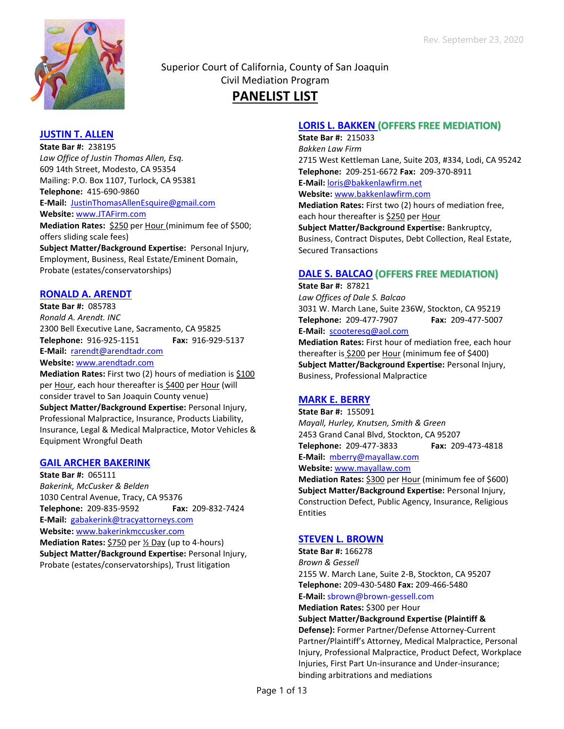Rev. September 23, 2020

Superior Court of California, County of San Joaquin
Civil Mediation Program

# PANELIST LIST

## JUSTIN T. ALLEN

**State Bar #:** 238195
*Law Office of Justin Thomas Allen, Esq.*
609 14th Street, Modesto, CA 95354
Mailing: P.O. Box 1107, Turlock, CA 95381
**Telephone:** 415-690-9860
**E-Mail:** JustinThomasAllenEsquire@gmail.com
**Website:** www.JTAFirm.com
**Mediation Rates:** $250 per Hour (minimum fee of $500; offers sliding scale fees)
**Subject Matter/Background Expertise:** Personal Injury, Employment, Business, Real Estate/Eminent Domain, Probate (estates/conservatorships)

## RONALD A. ARENDT

**State Bar #:** 085783
*Ronald A. Arendt. INC*
2300 Bell Executive Lane, Sacramento, CA 95825
**Telephone:** 916-925-1151 **Fax:** 916-929-5137
**E-Mail:** rarendt@arendtadr.com
**Website:** www.arendtadr.com
**Mediation Rates:** First two (2) hours of mediation is $100 per Hour, each hour thereafter is $400 per Hour (will consider travel to San Joaquin County venue)
**Subject Matter/Background Expertise:** Personal Injury, Professional Malpractice, Insurance, Products Liability, Insurance, Legal & Medical Malpractice, Motor Vehicles & Equipment Wrongful Death

## GAIL ARCHER BAKERINK

**State Bar #:** 065111
*Bakerink, McCusker & Belden*
1030 Central Avenue, Tracy, CA 95376
**Telephone:** 209-835-9592 **Fax:** 209-832-7424
**E-Mail:** gabakerink@tracyattorneys.com
**Website:** www.bakerinkmccusker.com
**Mediation Rates:** $750 per ½ Day (up to 4-hours)
**Subject Matter/Background Expertise:** Personal Injury, Probate (estates/conservatorships), Trust litigation

## LORIS L. BAKKEN (OFFERS FREE MEDIATION)

**State Bar #:** 215033
*Bakken Law Firm*
2715 West Kettleman Lane, Suite 203, #334, Lodi, CA 95242
**Telephone:** 209-251-6672 **Fax:** 209-370-8911
**E-Mail:** loris@bakkenlawfirm.net
**Website:** www.bakkenlawfirm.com
**Mediation Rates:** First two (2) hours of mediation free, each hour thereafter is $250 per Hour
**Subject Matter/Background Expertise:** Bankruptcy, Business, Contract Disputes, Debt Collection, Real Estate, Secured Transactions

## DALE S. BALCAO (OFFERS FREE MEDIATION)

**State Bar #:** 87821
*Law Offices of Dale S. Balcao*
3031 W. March Lane, Suite 236W, Stockton, CA 95219
**Telephone:** 209-477-7907 **Fax:** 209-477-5007
**E-Mail:** scooteresq@aol.com
**Mediation Rates:** First hour of mediation free, each hour thereafter is $200 per Hour (minimum fee of $400)
**Subject Matter/Background Expertise:** Personal Injury, Business, Professional Malpractice

## MARK E. BERRY

**State Bar #:** 155091
*Mayall, Hurley, Knutsen, Smith & Green*
2453 Grand Canal Blvd, Stockton, CA 95207
**Telephone:** 209-477-3833 **Fax:** 209-473-4818
**E-Mail:** mberry@mayallaw.com
**Website:** www.mayallaw.com
**Mediation Rates:** $300 per Hour (minimum fee of $600)
**Subject Matter/Background Expertise:** Personal Injury, Construction Defect, Public Agency, Insurance, Religious Entities

## STEVEN L. BROWN

**State Bar #:** 166278
*Brown & Gessell*
2155 W. March Lane, Suite 2-B, Stockton, CA 95207
**Telephone:** 209-430-5480 **Fax:** 209-466-5480
**E-Mail:** sbrown@brown-gessell.com
**Mediation Rates:** $300 per Hour
**Subject Matter/Background Expertise (Plaintiff & Defense):** Former Partner/Defense Attorney-Current Partner/Plaintiff's Attorney, Medical Malpractice, Personal Injury, Professional Malpractice, Product Defect, Workplace Injuries, First Part Un-insurance and Under-insurance; binding arbitrations and mediations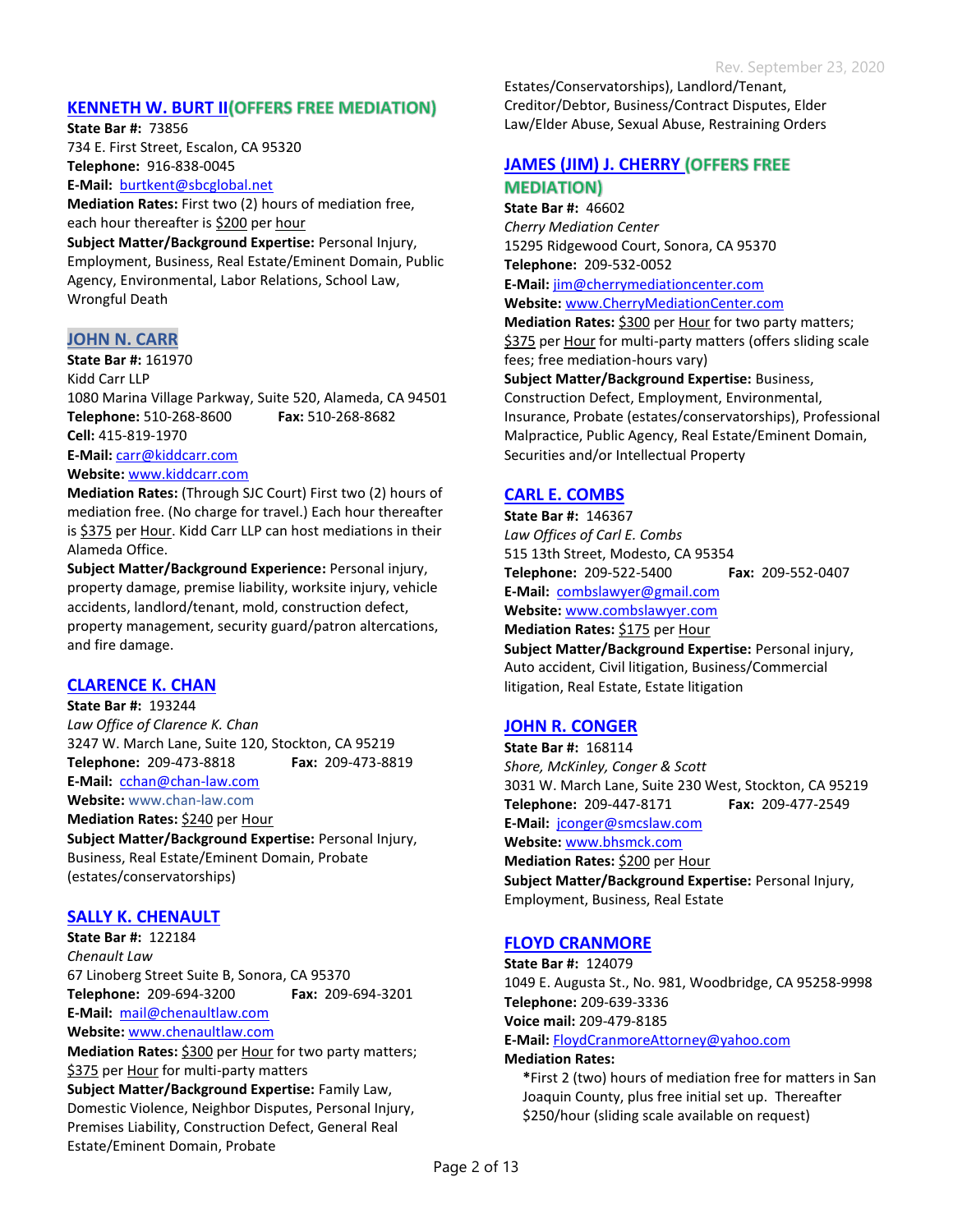## KENNETH W. BURT II (OFFERS FREE MEDIATION)

**State Bar #:** 73856
734 E. First Street, Escalon, CA 95320
**Telephone:** 916-838-0045
**E-Mail:** burtkent@sbcglobal.net
**Mediation Rates:** First two (2) hours of mediation free, each hour thereafter is $200 per hour
**Subject Matter/Background Expertise:** Personal Injury, Employment, Business, Real Estate/Eminent Domain, Public Agency, Environmental, Labor Relations, School Law, Wrongful Death

## JOHN N. CARR

**State Bar #:** 161970
Kidd Carr LLP
1080 Marina Village Parkway, Suite 520, Alameda, CA 94501
**Telephone:** 510-268-8600 **Fax:** 510-268-8682
**Cell:** 415-819-1970
**E-Mail:** carr@kiddcarr.com
**Website:** www.kiddcarr.com
**Mediation Rates:** (Through SJC Court) First two (2) hours of mediation free. (No charge for travel.) Each hour thereafter is $375 per Hour. Kidd Carr LLP can host mediations in their Alameda Office.
**Subject Matter/Background Experience:** Personal injury, property damage, premise liability, worksite injury, vehicle accidents, landlord/tenant, mold, construction defect, property management, security guard/patron altercations, and fire damage.

## CLARENCE K. CHAN

**State Bar #:** 193244
*Law Office of Clarence K. Chan*
3247 W. March Lane, Suite 120, Stockton, CA 95219
**Telephone:** 209-473-8818 **Fax:** 209-473-8819
**E-Mail:** cchan@chan-law.com
**Website:** www.chan-law.com
**Mediation Rates:** $240 per Hour
**Subject Matter/Background Expertise:** Personal Injury, Business, Real Estate/Eminent Domain, Probate (estates/conservatorships)

## SALLY K. CHENAULT

**State Bar #:** 122184
*Chenault Law*
67 Linoberg Street Suite B, Sonora, CA 95370
**Telephone:** 209-694-3200 **Fax:** 209-694-3201
**E-Mail:** mail@chenaultlaw.com
**Website:** www.chenaultlaw.com
**Mediation Rates:** $300 per Hour for two party matters; $375 per Hour for multi-party matters
**Subject Matter/Background Expertise:** Family Law, Domestic Violence, Neighbor Disputes, Personal Injury, Premises Liability, Construction Defect, General Real Estate/Eminent Domain, Probate Estates/Conservatorships), Landlord/Tenant, Creditor/Debtor, Business/Contract Disputes, Elder Law/Elder Abuse, Sexual Abuse, Restraining Orders

## JAMES (JIM) J. CHERRY (OFFERS FREE MEDIATION)

**State Bar #:** 46602
*Cherry Mediation Center*
15295 Ridgewood Court, Sonora, CA 95370
**Telephone:** 209-532-0052
**E-Mail:** jim@cherrymediationcenter.com
**Website:** www.CherryMediationCenter.com
**Mediation Rates:** $300 per Hour for two party matters; $375 per Hour for multi-party matters (offers sliding scale fees; free mediation-hours vary)
**Subject Matter/Background Expertise:** Business, Construction Defect, Employment, Environmental, Insurance, Probate (estates/conservatorships), Professional Malpractice, Public Agency, Real Estate/Eminent Domain, Securities and/or Intellectual Property

## CARL E. COMBS

**State Bar #:** 146367
*Law Offices of Carl E. Combs*
515 13th Street, Modesto, CA 95354
**Telephone:** 209-522-5400 **Fax:** 209-552-0407
**E-Mail:** combslawyer@gmail.com
**Website:** www.combslawyer.com
**Mediation Rates:** $175 per Hour
**Subject Matter/Background Expertise:** Personal injury, Auto accident, Civil litigation, Business/Commercial litigation, Real Estate, Estate litigation

## JOHN R. CONGER

**State Bar #:** 168114
*Shore, McKinley, Conger & Scott*
3031 W. March Lane, Suite 230 West, Stockton, CA 95219
**Telephone:** 209-447-8171 **Fax:** 209-477-2549
**E-Mail:** jconger@smcslaw.com
**Website:** www.bhsmck.com
**Mediation Rates:** $200 per Hour
**Subject Matter/Background Expertise:** Personal Injury, Employment, Business, Real Estate

## FLOYD CRANMORE

**State Bar #:** 124079
1049 E. Augusta St., No. 981, Woodbridge, CA 95258-9998
**Telephone:** 209-639-3336
**Voice mail:** 209-479-8185
**E-Mail:** FloydCranmoreAttorney@yahoo.com
**Mediation Rates:**

*First 2 (two) hours of mediation free for matters in San Joaquin County, plus free initial set up. Thereafter $250/hour (sliding scale available on request)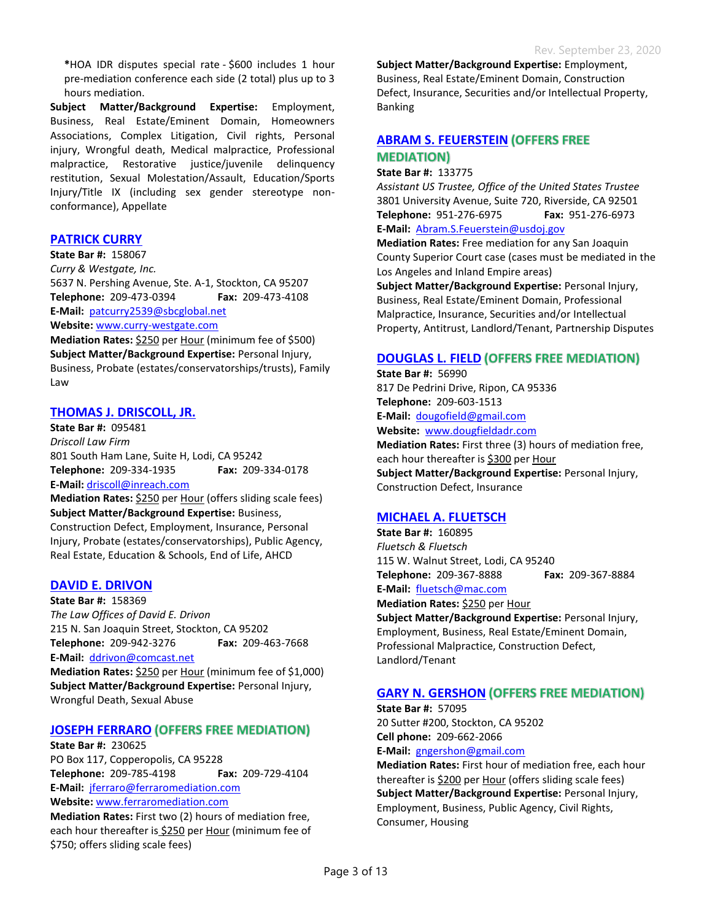*HOA IDR disputes special rate - $600 includes 1 hour pre-mediation conference each side (2 total) plus up to 3 hours mediation.

**Subject Matter/Background Expertise:** Employment, Business, Real Estate/Eminent Domain, Homeowners Associations, Complex Litigation, Civil rights, Personal injury, Wrongful death, Medical malpractice, Professional malpractice, Restorative justice/juvenile delinquency restitution, Sexual Molestation/Assault, Education/Sports Injury/Title IX (including sex gender stereotype non-conformance), Appellate

## PATRICK CURRY

**State Bar #:** 158067
*Curry & Westgate, Inc.*
5637 N. Pershing Avenue, Ste. A-1, Stockton, CA 95207
**Telephone:** 209-473-0394 **Fax:** 209-473-4108
**E-Mail:** patcurry2539@sbcglobal.net
**Website:** www.curry-westgate.com
**Mediation Rates:** $250 per Hour (minimum fee of $500)
**Subject Matter/Background Expertise:** Personal Injury, Business, Probate (estates/conservatorships/trusts), Family Law

## THOMAS J. DRISCOLL, JR.

**State Bar #:** 095481
*Driscoll Law Firm*
801 South Ham Lane, Suite H, Lodi, CA 95242
**Telephone:** 209-334-1935 **Fax:** 209-334-0178
**E-Mail:** driscoll@inreach.com
**Mediation Rates:** $250 per Hour (offers sliding scale fees)
**Subject Matter/Background Expertise:** Business, Construction Defect, Employment, Insurance, Personal Injury, Probate (estates/conservatorships), Public Agency, Real Estate, Education & Schools, End of Life, AHCD

## DAVID E. DRIVON

**State Bar #:** 158369
*The Law Offices of David E. Drivon*
215 N. San Joaquin Street, Stockton, CA 95202
**Telephone:** 209-942-3276 **Fax:** 209-463-7668
**E-Mail:** ddrivon@comcast.net
**Mediation Rates:** $250 per Hour (minimum fee of $1,000)
**Subject Matter/Background Expertise:** Personal Injury, Wrongful Death, Sexual Abuse

## JOSEPH FERRARO (OFFERS FREE MEDIATION)

**State Bar #:** 230625
PO Box 117, Copperopolis, CA 95228
**Telephone:** 209-785-4198 **Fax:** 209-729-4104
**E-Mail:** jferraro@ferraromediation.com
**Website:** www.ferraromediation.com
**Mediation Rates:** First two (2) hours of mediation free, each hour thereafter is $250 per Hour (minimum fee of $750; offers sliding scale fees)
**Subject Matter/Background Expertise:** Employment, Business, Real Estate/Eminent Domain, Construction Defect, Insurance, Securities and/or Intellectual Property, Banking

## ABRAM S. FEUERSTEIN (OFFERS FREE MEDIATION)

**State Bar #:** 133775
*Assistant US Trustee, Office of the United States Trustee*
3801 University Avenue, Suite 720, Riverside, CA 92501
**Telephone:** 951-276-6975 **Fax:** 951-276-6973
**E-Mail:** Abram.S.Feuerstein@usdoj.gov
**Mediation Rates:** Free mediation for any San Joaquin County Superior Court case (cases must be mediated in the Los Angeles and Inland Empire areas)
**Subject Matter/Background Expertise:** Personal Injury, Business, Real Estate/Eminent Domain, Professional Malpractice, Insurance, Securities and/or Intellectual Property, Antitrust, Landlord/Tenant, Partnership Disputes

## DOUGLAS L. FIELD (OFFERS FREE MEDIATION)

**State Bar #:** 56990
817 De Pedrini Drive, Ripon, CA 95336
**Telephone:** 209-603-1513
**E-Mail:** dougofield@gmail.com
**Website:** www.dougfieldadr.com
**Mediation Rates:** First three (3) hours of mediation free, each hour thereafter is $300 per Hour
**Subject Matter/Background Expertise:** Personal Injury, Construction Defect, Insurance

## MICHAEL A. FLUETSCH

**State Bar #:** 160895
*Fluetsch & Fluetsch*
115 W. Walnut Street, Lodi, CA 95240
**Telephone:** 209-367-8888 **Fax:** 209-367-8884
**E-Mail:** fluetsch@mac.com
**Mediation Rates:** $250 per Hour
**Subject Matter/Background Expertise:** Personal Injury, Employment, Business, Real Estate/Eminent Domain, Professional Malpractice, Construction Defect, Landlord/Tenant

## GARY N. GERSHON (OFFERS FREE MEDIATION)

**State Bar #:** 57095
20 Sutter #200, Stockton, CA 95202
**Cell phone:** 209-662-2066
**E-Mail:** gngershon@gmail.com
**Mediation Rates:** First hour of mediation free, each hour thereafter is $200 per Hour (offers sliding scale fees)
**Subject Matter/Background Expertise:** Personal Injury, Employment, Business, Public Agency, Civil Rights, Consumer, Housing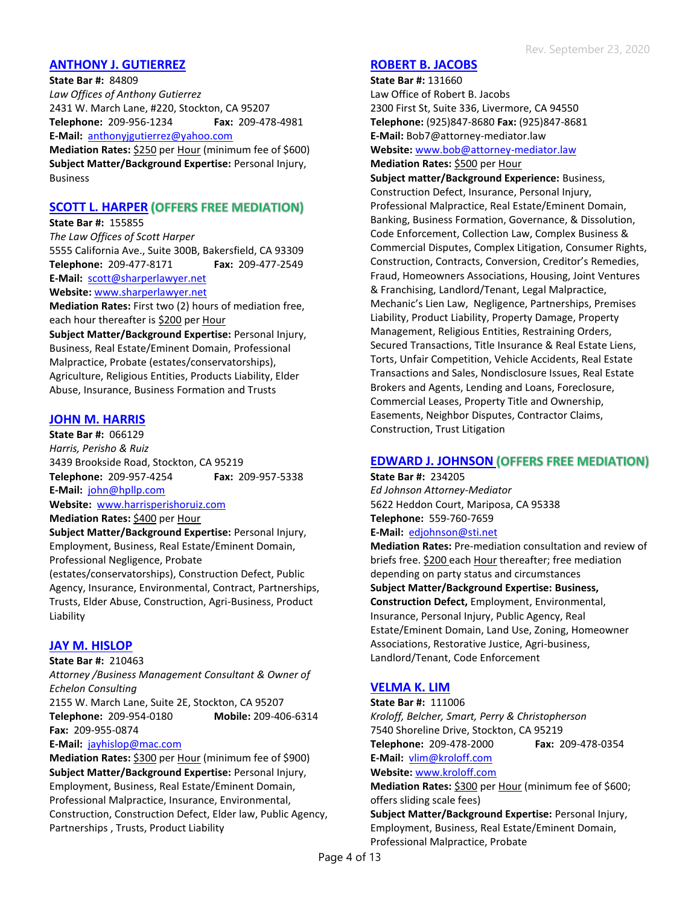## ANTHONY J. GUTIERREZ

**State Bar #:** 84809
*Law Offices of Anthony Gutierrez*
2431 W. March Lane, #220, Stockton, CA 95207
**Telephone:** 209-956-1234 **Fax:** 209-478-4981
**E-Mail:** anthonyjgutierrez@yahoo.com
**Mediation Rates:** $250 per Hour (minimum fee of $600)
**Subject Matter/Background Expertise:** Personal Injury, Business

## SCOTT L. HARPER (OFFERS FREE MEDIATION)

**State Bar #:** 155855
*The Law Offices of Scott Harper*
5555 California Ave., Suite 300B, Bakersfield, CA 93309
**Telephone:** 209-477-8171 **Fax:** 209-477-2549
**E-Mail:** scott@sharperlawyer.net
**Website:** www.sharperlawyer.net
**Mediation Rates:** First two (2) hours of mediation free, each hour thereafter is $200 per Hour
**Subject Matter/Background Expertise:** Personal Injury, Business, Real Estate/Eminent Domain, Professional Malpractice, Probate (estates/conservatorships), Agriculture, Religious Entities, Products Liability, Elder Abuse, Insurance, Business Formation and Trusts

## JOHN M. HARRIS

**State Bar #:** 066129
*Harris, Perisho & Ruiz*
3439 Brookside Road, Stockton, CA 95219
**Telephone:** 209-957-4254 **Fax:** 209-957-5338
**E-Mail:** john@hpllp.com
**Website:** www.harrisperishoruiz.com
**Mediation Rates:** $400 per Hour
**Subject Matter/Background Expertise:** Personal Injury, Employment, Business, Real Estate/Eminent Domain, Professional Negligence, Probate (estates/conservatorships), Construction Defect, Public Agency, Insurance, Environmental, Contract, Partnerships, Trusts, Elder Abuse, Construction, Agri-Business, Product Liability

## JAY M. HISLOP

**State Bar #:** 210463
*Attorney /Business Management Consultant & Owner of Echelon Consulting*
2155 W. March Lane, Suite 2E, Stockton, CA 95207
**Telephone:** 209-954-0180 **Mobile:** 209-406-6314
**Fax:** 209-955-0874
**E-Mail:** jayhislop@mac.com
**Mediation Rates:** $300 per Hour (minimum fee of $900)
**Subject Matter/Background Expertise:** Personal Injury, Employment, Business, Real Estate/Eminent Domain, Professional Malpractice, Insurance, Environmental, Construction, Construction Defect, Elder law, Public Agency, Partnerships , Trusts, Product Liability

## ROBERT B. JACOBS

**State Bar #:** 131660
Law Office of Robert B. Jacobs
2300 First St, Suite 336, Livermore, CA 94550
**Telephone:** (925)847-8680 **Fax:** (925)847-8681
**E-Mail:** Bob7@attorney-mediator.law
**Website:** www.bob@attorney-mediator.law
**Mediation Rates:** $500 per Hour
**Subject matter/Background Experience:** Business, Construction Defect, Insurance, Personal Injury, Professional Malpractice, Real Estate/Eminent Domain, Banking, Business Formation, Governance, & Dissolution, Code Enforcement, Collection Law, Complex Business & Commercial Disputes, Complex Litigation, Consumer Rights, Construction, Contracts, Conversion, Creditor's Remedies, Fraud, Homeowners Associations, Housing, Joint Ventures & Franchising, Landlord/Tenant, Legal Malpractice, Mechanic's Lien Law, Negligence, Partnerships, Premises Liability, Product Liability, Property Damage, Property Management, Religious Entities, Restraining Orders, Secured Transactions, Title Insurance & Real Estate Liens, Torts, Unfair Competition, Vehicle Accidents, Real Estate Transactions and Sales, Nondisclosure Issues, Real Estate Brokers and Agents, Lending and Loans, Foreclosure, Commercial Leases, Property Title and Ownership, Easements, Neighbor Disputes, Contractor Claims, Construction, Trust Litigation

## EDWARD J. JOHNSON (OFFERS FREE MEDIATION)

**State Bar #:** 234205
*Ed Johnson Attorney-Mediator*
5622 Heddon Court, Mariposa, CA 95338
**Telephone:** 559-760-7659
**E-Mail:** edjohnson@sti.net
**Mediation Rates:** Pre-mediation consultation and review of briefs free. $200 each Hour thereafter; free mediation depending on party status and circumstances
**Subject Matter/Background Expertise: Business, Construction Defect,** Employment, Environmental, Insurance, Personal Injury, Public Agency, Real Estate/Eminent Domain, Land Use, Zoning, Homeowner Associations, Restorative Justice, Agri-business, Landlord/Tenant, Code Enforcement

## VELMA K. LIM

**State Bar #:** 111006
*Kroloff, Belcher, Smart, Perry & Christopherson*
7540 Shoreline Drive, Stockton, CA 95219
**Telephone:** 209-478-2000 **Fax:** 209-478-0354
**E-Mail:** vlim@kroloff.com
**Website:** www.kroloff.com
**Mediation Rates:** $300 per Hour (minimum fee of $600; offers sliding scale fees)
**Subject Matter/Background Expertise:** Personal Injury, Employment, Business, Real Estate/Eminent Domain, Professional Malpractice, Probate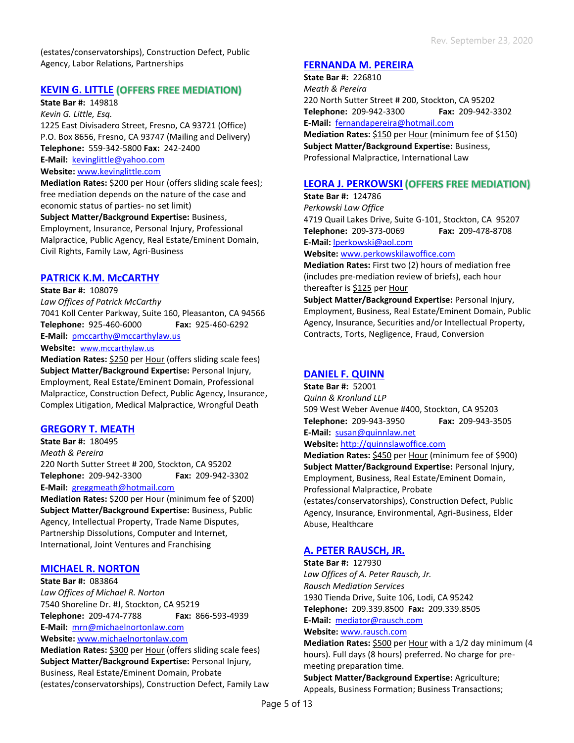(estates/conservatorships), Construction Defect, Public Agency, Labor Relations, Partnerships

## KEVIN G. LITTLE (OFFERS FREE MEDIATION)

**State Bar #:** 149818
*Kevin G. Little, Esq.*
1225 East Divisadero Street, Fresno, CA 93721 (Office)
P.O. Box 8656, Fresno, CA 93747 (Mailing and Delivery)
**Telephone:** 559-342-5800 **Fax:** 242-2400
**E-Mail:** kevinglittle@yahoo.com
**Website:** www.kevinglittle.com
**Mediation Rates:** $200 per Hour (offers sliding scale fees); free mediation depends on the nature of the case and economic status of parties- no set limit)
**Subject Matter/Background Expertise:** Business, Employment, Insurance, Personal Injury, Professional Malpractice, Public Agency, Real Estate/Eminent Domain, Civil Rights, Family Law, Agri-Business

## PATRICK K.M. McCARTHY

**State Bar #:** 108079
*Law Offices of Patrick McCarthy*
7041 Koll Center Parkway, Suite 160, Pleasanton, CA 94566
**Telephone:** 925-460-6000 **Fax:** 925-460-6292
**E-Mail:** pmccarthy@mccarthylaw.us
**Website:** www.mccarthylaw.us
**Mediation Rates:** $250 per Hour (offers sliding scale fees)
**Subject Matter/Background Expertise:** Personal Injury, Employment, Real Estate/Eminent Domain, Professional Malpractice, Construction Defect, Public Agency, Insurance, Complex Litigation, Medical Malpractice, Wrongful Death

## GREGORY T. MEATH

**State Bar #:** 180495
*Meath & Pereira*
220 North Sutter Street # 200, Stockton, CA 95202
**Telephone:** 209-942-3300 **Fax:** 209-942-3302
**E-Mail:** greggmeath@hotmail.com
**Mediation Rates:** $200 per Hour (minimum fee of $200)
**Subject Matter/Background Expertise:** Business, Public Agency, Intellectual Property, Trade Name Disputes, Partnership Dissolutions, Computer and Internet, International, Joint Ventures and Franchising

## MICHAEL R. NORTON

**State Bar #:** 083864
*Law Offices of Michael R. Norton*
7540 Shoreline Dr. #J, Stockton, CA 95219
**Telephone:** 209-474-7788 **Fax:** 866-593-4939
**E-Mail:** mrn@michaelnortonlaw.com
**Website:** www.michaelnortonlaw.com
**Mediation Rates:** $300 per Hour (offers sliding scale fees)
**Subject Matter/Background Expertise:** Personal Injury, Business, Real Estate/Eminent Domain, Probate (estates/conservatorships), Construction Defect, Family Law

## FERNANDA M. PEREIRA

**State Bar #:** 226810
*Meath & Pereira*
220 North Sutter Street # 200, Stockton, CA 95202
**Telephone:** 209-942-3300 **Fax:** 209-942-3302
**E-Mail:** fernandapereira@hotmail.com
**Mediation Rates:** $150 per Hour (minimum fee of $150)
**Subject Matter/Background Expertise:** Business, Professional Malpractice, International Law

## LEORA J. PERKOWSKI (OFFERS FREE MEDIATION)

**State Bar #:** 124786
*Perkowski Law Office*
4719 Quail Lakes Drive, Suite G-101, Stockton, CA 95207
**Telephone:** 209-373-0069 **Fax:** 209-478-8708
**E-Mail:** lperkowski@aol.com
**Website:** www.perkowskilawoffice.com
**Mediation Rates:** First two (2) hours of mediation free (includes pre-mediation review of briefs), each hour thereafter is $125 per Hour
**Subject Matter/Background Expertise:** Personal Injury, Employment, Business, Real Estate/Eminent Domain, Public Agency, Insurance, Securities and/or Intellectual Property, Contracts, Torts, Negligence, Fraud, Conversion

## DANIEL F. QUINN

**State Bar #:** 52001
*Quinn & Kronlund LLP*
509 West Weber Avenue #400, Stockton, CA 95203
**Telephone:** 209-943-3950 **Fax:** 209-943-3505
**E-Mail:** susan@quinnlaw.net
**Website:** http://quinnslawoffice.com
**Mediation Rates:** $450 per Hour (minimum fee of $900)
**Subject Matter/Background Expertise:** Personal Injury, Employment, Business, Real Estate/Eminent Domain, Professional Malpractice, Probate (estates/conservatorships), Construction Defect, Public Agency, Insurance, Environmental, Agri-Business, Elder Abuse, Healthcare

## A. PETER RAUSCH, JR.

**State Bar #:** 127930
*Law Offices of A. Peter Rausch, Jr.*
*Rausch Mediation Services*
1930 Tienda Drive, Suite 106, Lodi, CA 95242
**Telephone:** 209.339.8500 **Fax:** 209.339.8505
**E-Mail:** mediator@rausch.com
**Website:** www.rausch.com
**Mediation Rates:** $500 per Hour with a 1/2 day minimum (4 hours). Full days (8 hours) preferred. No charge for pre-meeting preparation time.
**Subject Matter/Background Expertise:** Agriculture; Appeals, Business Formation; Business Transactions;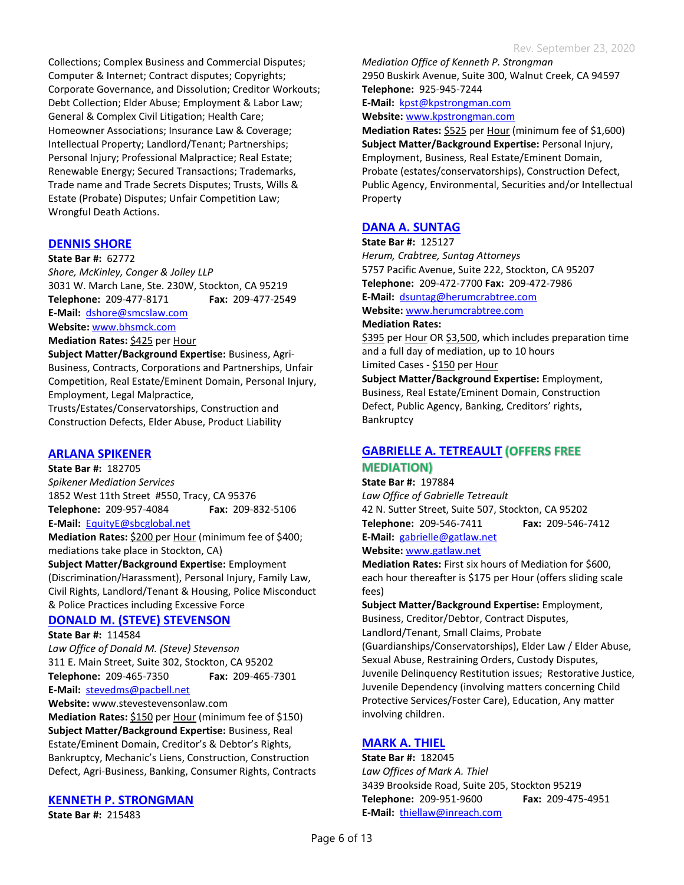Collections; Complex Business and Commercial Disputes; Computer & Internet; Contract disputes; Copyrights; Corporate Governance, and Dissolution; Creditor Workouts; Debt Collection; Elder Abuse; Employment & Labor Law; General & Complex Civil Litigation; Health Care; Homeowner Associations; Insurance Law & Coverage; Intellectual Property; Landlord/Tenant; Partnerships; Personal Injury; Professional Malpractice; Real Estate; Renewable Energy; Secured Transactions; Trademarks, Trade name and Trade Secrets Disputes; Trusts, Wills & Estate (Probate) Disputes; Unfair Competition Law; Wrongful Death Actions.

## DENNIS SHORE

**State Bar #:** 62772
*Shore, McKinley, Conger & Jolley LLP*
3031 W. March Lane, Ste. 230W, Stockton, CA 95219
**Telephone:** 209-477-8171 **Fax:** 209-477-2549
**E-Mail:** dshore@smcslaw.com
**Website:** www.bhsmck.com
**Mediation Rates:** $425 per Hour
**Subject Matter/Background Expertise:** Business, Agri-Business, Contracts, Corporations and Partnerships, Unfair Competition, Real Estate/Eminent Domain, Personal Injury, Employment, Legal Malpractice, Trusts/Estates/Conservatorships, Construction and Construction Defects, Elder Abuse, Product Liability

## ARLANA SPIKENER

**State Bar #:** 182705
*Spikener Mediation Services*
1852 West 11th Street #550, Tracy, CA 95376
**Telephone:** 209-957-4084 **Fax:** 209-832-5106
**E-Mail:** EquityE@sbcglobal.net
**Mediation Rates:** $200 per Hour (minimum fee of $400; mediations take place in Stockton, CA)
**Subject Matter/Background Expertise:** Employment (Discrimination/Harassment), Personal Injury, Family Law, Civil Rights, Landlord/Tenant & Housing, Police Misconduct & Police Practices including Excessive Force

## DONALD M. (STEVE) STEVENSON

**State Bar #:** 114584
*Law Office of Donald M. (Steve) Stevenson*
311 E. Main Street, Suite 302, Stockton, CA 95202
**Telephone:** 209-465-7350 **Fax:** 209-465-7301
**E-Mail:** stevedms@pacbell.net
**Website:** www.stevestevensonlaw.com
**Mediation Rates:** $150 per Hour (minimum fee of $150)
**Subject Matter/Background Expertise:** Business, Real Estate/Eminent Domain, Creditor's & Debtor's Rights, Bankruptcy, Mechanic's Liens, Construction, Construction Defect, Agri-Business, Banking, Consumer Rights, Contracts

## KENNETH P. STRONGMAN

**State Bar #:** 215483
*Mediation Office of Kenneth P. Strongman*
2950 Buskirk Avenue, Suite 300, Walnut Creek, CA 94597
**Telephone:** 925-945-7244
**E-Mail:** kpst@kpstrongman.com
**Website:** www.kpstrongman.com
**Mediation Rates:** $525 per Hour (minimum fee of $1,600)
**Subject Matter/Background Expertise:** Personal Injury, Employment, Business, Real Estate/Eminent Domain, Probate (estates/conservatorships), Construction Defect, Public Agency, Environmental, Securities and/or Intellectual Property

## DANA A. SUNTAG

**State Bar #:** 125127
*Herum, Crabtree, Suntag Attorneys*
5757 Pacific Avenue, Suite 222, Stockton, CA 95207
**Telephone:** 209-472-7700 **Fax:** 209-472-7986
**E-Mail:** dsuntag@herumcrabtree.com
**Website:** www.herumcrabtree.com
**Mediation Rates:**
$395 per Hour OR $3,500, which includes preparation time and a full day of mediation, up to 10 hours
Limited Cases - $150 per Hour
**Subject Matter/Background Expertise:** Employment, Business, Real Estate/Eminent Domain, Construction Defect, Public Agency, Banking, Creditors' rights, Bankruptcy

## GABRIELLE A. TETREAULT (OFFERS FREE MEDIATION)

**State Bar #:** 197884
*Law Office of Gabrielle Tetreault*
42 N. Sutter Street, Suite 507, Stockton, CA 95202
**Telephone:** 209-546-7411 **Fax:** 209-546-7412
**E-Mail:** gabrielle@gatlaw.net
**Website:** www.gatlaw.net
**Mediation Rates:** First six hours of Mediation for $600, each hour thereafter is $175 per Hour (offers sliding scale fees)
**Subject Matter/Background Expertise:** Employment, Business, Creditor/Debtor, Contract Disputes, Landlord/Tenant, Small Claims, Probate (Guardianships/Conservatorships), Elder Law / Elder Abuse, Sexual Abuse, Restraining Orders, Custody Disputes, Juvenile Delinquency Restitution issues; Restorative Justice, Juvenile Dependency (involving matters concerning Child Protective Services/Foster Care), Education, Any matter involving children.

## MARK A. THIEL

**State Bar #:** 182045
*Law Offices of Mark A. Thiel*
3439 Brookside Road, Suite 205, Stockton 95219
**Telephone:** 209-951-9600 **Fax:** 209-475-4951
**E-Mail:** thiellaw@inreach.com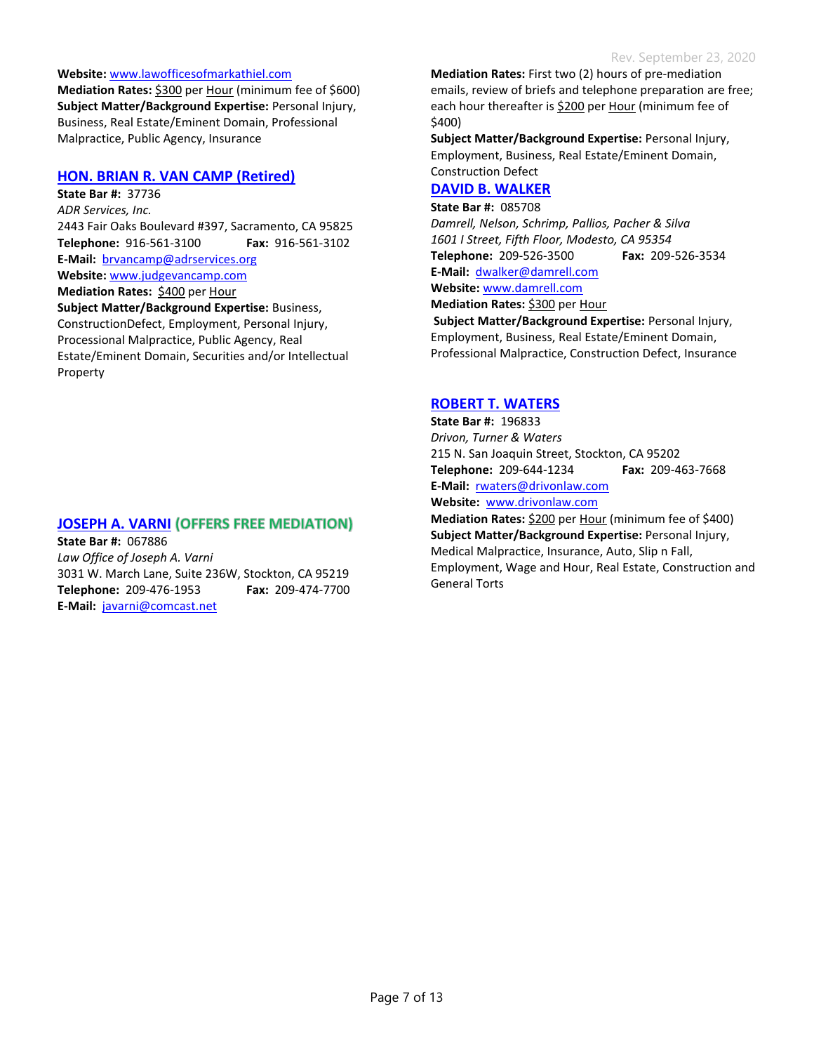**Website:** www.lawofficesofmarkathiel.com
**Mediation Rates:** $300 per Hour (minimum fee of $600)
**Subject Matter/Background Expertise:** Personal Injury, Business, Real Estate/Eminent Domain, Professional Malpractice, Public Agency, Insurance

## HON. BRIAN R. VAN CAMP (Retired)

**State Bar #:** 37736
*ADR Services, Inc.*
2443 Fair Oaks Boulevard #397, Sacramento, CA 95825
**Telephone:** 916-561-3100 **Fax:** 916-561-3102
**E-Mail:** brvancamp@adrservices.org
**Website:** www.judgevancamp.com
**Mediation Rates:** $400 per Hour
**Subject Matter/Background Expertise:** Business, ConstructionDefect, Employment, Personal Injury, Processional Malpractice, Public Agency, Real Estate/Eminent Domain, Securities and/or Intellectual Property

## JOSEPH A. VARNI (OFFERS FREE MEDIATION)

**State Bar #:** 067886
*Law Office of Joseph A. Varni*
3031 W. March Lane, Suite 236W, Stockton, CA 95219
**Telephone:** 209-476-1953 **Fax:** 209-474-7700
**E-Mail:** javarni@comcast.net
**Mediation Rates:** First two (2) hours of pre-mediation emails, review of briefs and telephone preparation are free; each hour thereafter is $200 per Hour (minimum fee of $400)
**Subject Matter/Background Expertise:** Personal Injury, Employment, Business, Real Estate/Eminent Domain, Construction Defect

## DAVID B. WALKER

**State Bar #:** 085708
*Damrell, Nelson, Schrimp, Pallios, Pacher & Silva*
*1601 I Street, Fifth Floor, Modesto, CA 95354*
**Telephone:** 209-526-3500 **Fax:** 209-526-3534
**E-Mail:** dwalker@damrell.com
**Website:** www.damrell.com
**Mediation Rates:** $300 per Hour
**Subject Matter/Background Expertise:** Personal Injury, Employment, Business, Real Estate/Eminent Domain, Professional Malpractice, Construction Defect, Insurance

## ROBERT T. WATERS

**State Bar #:** 196833
*Drivon, Turner & Waters*
215 N. San Joaquin Street, Stockton, CA 95202
**Telephone:** 209-644-1234 **Fax:** 209-463-7668
**E-Mail:** rwaters@drivonlaw.com
**Website:** www.drivonlaw.com
**Mediation Rates:** $200 per Hour (minimum fee of $400)
**Subject Matter/Background Expertise:** Personal Injury, Medical Malpractice, Insurance, Auto, Slip n Fall, Employment, Wage and Hour, Real Estate, Construction and General Torts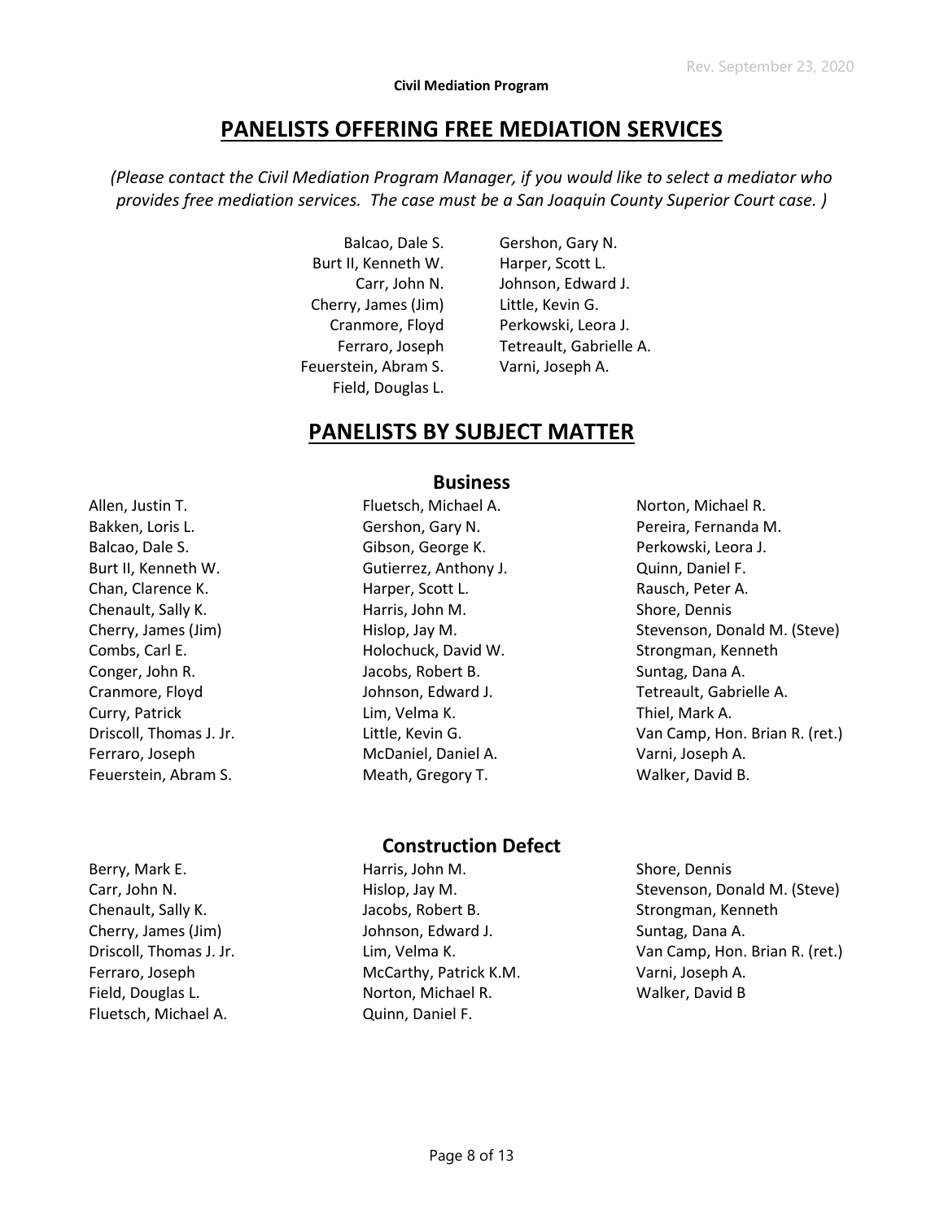**Civil Mediation Program**

## PANELISTS OFFERING FREE MEDIATION SERVICES

*(Please contact the Civil Mediation Program Manager, if you would like to select a mediator who provides free mediation services. The case must be a San Joaquin County Superior Court case. )*

- Balcao, Dale S.
- Burt II, Kenneth W.
- Carr, John N.
- Cherry, James (Jim)
- Cranmore, Floyd
- Ferraro, Joseph
- Feuerstein, Abram S.
- Field, Douglas L.
- Gershon, Gary N.
- Harper, Scott L.
- Johnson, Edward J.
- Little, Kevin G.
- Perkowski, Leora J.
- Tetreault, Gabrielle A.
- Varni, Joseph A.

## PANELISTS BY SUBJECT MATTER

### Business

- Allen, Justin T.
- Bakken, Loris L.
- Balcao, Dale S.
- Burt II, Kenneth W.
- Chan, Clarence K.
- Chenault, Sally K.
- Cherry, James (Jim)
- Combs, Carl E.
- Conger, John R.
- Cranmore, Floyd
- Curry, Patrick
- Driscoll, Thomas J. Jr.
- Ferraro, Joseph
- Feuerstein, Abram S.
- Fluetsch, Michael A.
- Gershon, Gary N.
- Gibson, George K.
- Gutierrez, Anthony J.
- Harper, Scott L.
- Harris, John M.
- Hislop, Jay M.
- Holochuck, David W.
- Jacobs, Robert B.
- Johnson, Edward J.
- Lim, Velma K.
- Little, Kevin G.
- McDaniel, Daniel A.
- Meath, Gregory T.
- Norton, Michael R.
- Pereira, Fernanda M.
- Perkowski, Leora J.
- Quinn, Daniel F.
- Rausch, Peter A.
- Shore, Dennis
- Stevenson, Donald M. (Steve)
- Strongman, Kenneth
- Suntag, Dana A.
- Tetreault, Gabrielle A.
- Thiel, Mark A.
- Van Camp, Hon. Brian R. (ret.)
- Varni, Joseph A.
- Walker, David B.

### Construction Defect

- Berry, Mark E.
- Carr, John N.
- Chenault, Sally K.
- Cherry, James (Jim)
- Driscoll, Thomas J. Jr.
- Ferraro, Joseph
- Field, Douglas L.
- Fluetsch, Michael A.
- Harris, John M.
- Hislop, Jay M.
- Jacobs, Robert B.
- Johnson, Edward J.
- Lim, Velma K.
- McCarthy, Patrick K.M.
- Norton, Michael R.
- Quinn, Daniel F.
- Shore, Dennis
- Stevenson, Donald M. (Steve)
- Strongman, Kenneth
- Suntag, Dana A.
- Van Camp, Hon. Brian R. (ret.)
- Varni, Joseph A.
- Walker, David B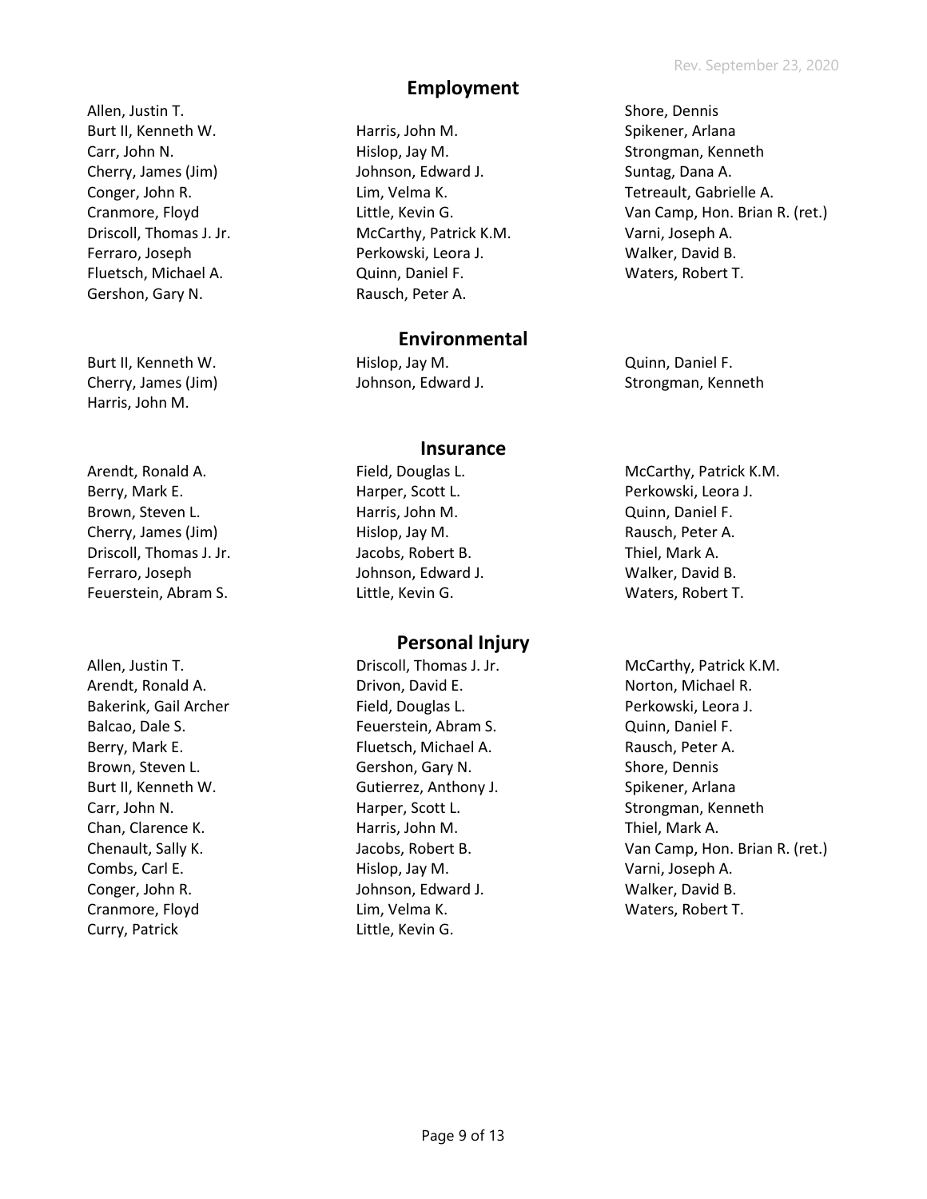## Employment

Allen, Justin T.
Burt II, Kenneth W.
Carr, John N.
Cherry, James (Jim)
Conger, John R.
Cranmore, Floyd
Driscoll, Thomas J. Jr.
Ferraro, Joseph
Fluetsch, Michael A.
Gershon, Gary N.
Harris, John M.
Hislop, Jay M.
Johnson, Edward J.
Lim, Velma K.
Little, Kevin G.
McCarthy, Patrick K.M.
Perkowski, Leora J.
Quinn, Daniel F.
Rausch, Peter A.
Shore, Dennis
Spikener, Arlana
Strongman, Kenneth
Suntag, Dana A.
Tetreault, Gabrielle A.
Van Camp, Hon. Brian R. (ret.)
Varni, Joseph A.
Walker, David B.
Waters, Robert T.

## Environmental

Burt II, Kenneth W.
Cherry, James (Jim)
Harris, John M.
Hislop, Jay M.
Johnson, Edward J.
Quinn, Daniel F.
Strongman, Kenneth

## Insurance

Arendt, Ronald A.
Berry, Mark E.
Brown, Steven L.
Cherry, James (Jim)
Driscoll, Thomas J. Jr.
Ferraro, Joseph
Feuerstein, Abram S.
Field, Douglas L.
Harper, Scott L.
Harris, John M.
Hislop, Jay M.
Jacobs, Robert B.
Johnson, Edward J.
Little, Kevin G.
McCarthy, Patrick K.M.
Perkowski, Leora J.
Quinn, Daniel F.
Rausch, Peter A.
Thiel, Mark A.
Walker, David B.
Waters, Robert T.

## Personal Injury

Allen, Justin T.
Arendt, Ronald A.
Bakerink, Gail Archer
Balcao, Dale S.
Berry, Mark E.
Brown, Steven L.
Burt II, Kenneth W.
Carr, John N.
Chan, Clarence K.
Chenault, Sally K.
Combs, Carl E.
Conger, John R.
Cranmore, Floyd
Curry, Patrick
Driscoll, Thomas J. Jr.
Drivon, David E.
Field, Douglas L.
Feuerstein, Abram S.
Fluetsch, Michael A.
Gershon, Gary N.
Gutierrez, Anthony J.
Harper, Scott L.
Harris, John M.
Jacobs, Robert B.
Hislop, Jay M.
Johnson, Edward J.
Lim, Velma K.
Little, Kevin G.
McCarthy, Patrick K.M.
Norton, Michael R.
Perkowski, Leora J.
Quinn, Daniel F.
Rausch, Peter A.
Shore, Dennis
Spikener, Arlana
Strongman, Kenneth
Thiel, Mark A.
Van Camp, Hon. Brian R. (ret.)
Varni, Joseph A.
Walker, David B.
Waters, Robert T.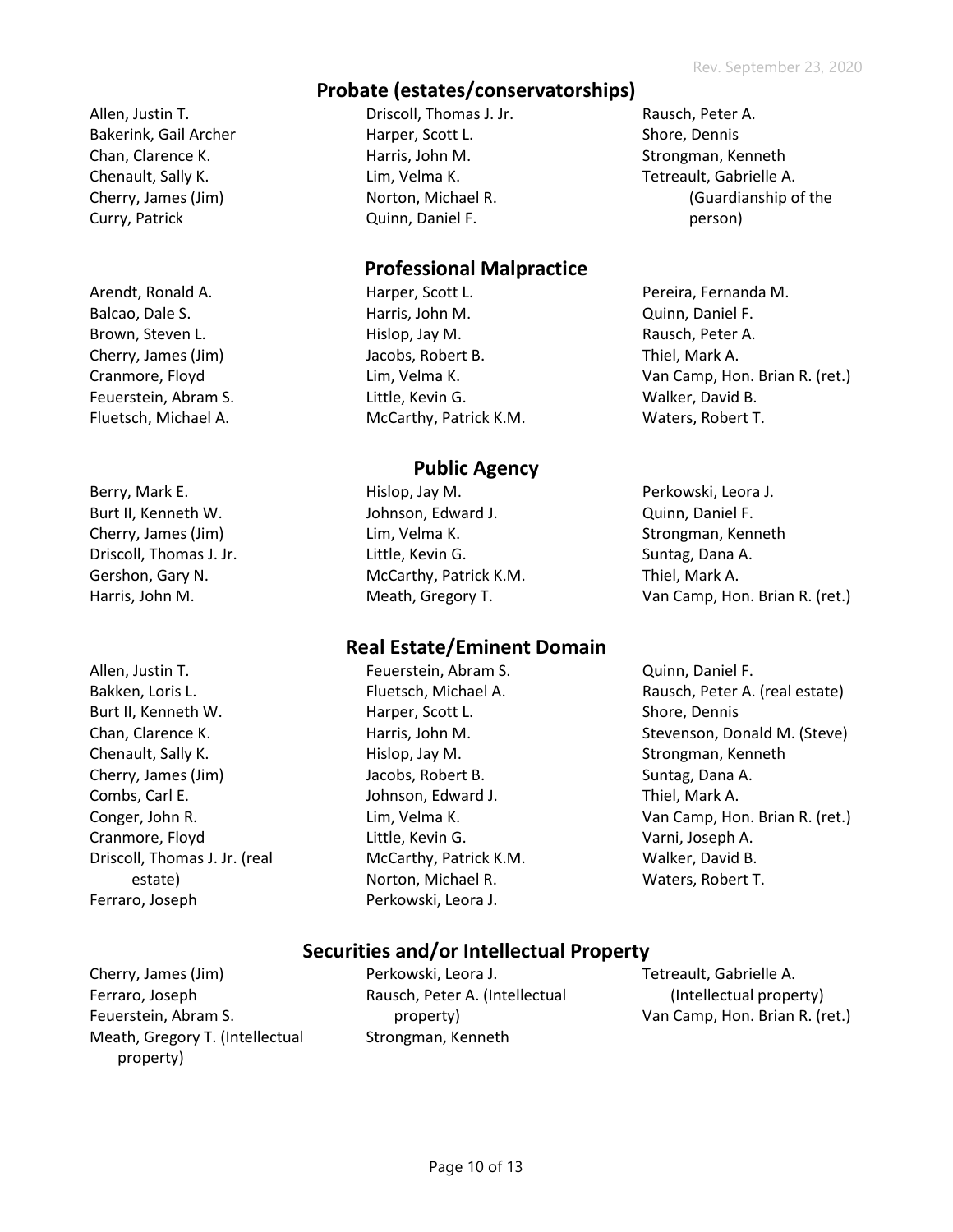## Probate (estates/conservatorships)

Allen, Justin T.
Bakerink, Gail Archer
Chan, Clarence K.
Chenault, Sally K.
Cherry, James (Jim)
Curry, Patrick
Driscoll, Thomas J. Jr.
Harper, Scott L.
Harris, John M.
Lim, Velma K.
Norton, Michael R.
Quinn, Daniel F.
Rausch, Peter A.
Shore, Dennis
Strongman, Kenneth
Tetreault, Gabrielle A. (Guardianship of the person)

## Professional Malpractice

Arendt, Ronald A.
Balcao, Dale S.
Brown, Steven L.
Cherry, James (Jim)
Cranmore, Floyd
Feuerstein, Abram S.
Fluetsch, Michael A.
Harper, Scott L.
Harris, John M.
Hislop, Jay M.
Jacobs, Robert B.
Lim, Velma K.
Little, Kevin G.
McCarthy, Patrick K.M.
Pereira, Fernanda M.
Quinn, Daniel F.
Rausch, Peter A.
Thiel, Mark A.
Van Camp, Hon. Brian R. (ret.)
Walker, David B.
Waters, Robert T.

## Public Agency

Berry, Mark E.
Burt II, Kenneth W.
Cherry, James (Jim)
Driscoll, Thomas J. Jr.
Gershon, Gary N.
Harris, John M.
Hislop, Jay M.
Johnson, Edward J.
Lim, Velma K.
Little, Kevin G.
McCarthy, Patrick K.M.
Meath, Gregory T.
Perkowski, Leora J.
Quinn, Daniel F.
Strongman, Kenneth
Suntag, Dana A.
Thiel, Mark A.
Van Camp, Hon. Brian R. (ret.)

## Real Estate/Eminent Domain

Allen, Justin T.
Bakken, Loris L.
Burt II, Kenneth W.
Chan, Clarence K.
Chenault, Sally K.
Cherry, James (Jim)
Combs, Carl E.
Conger, John R.
Cranmore, Floyd
Driscoll, Thomas J. Jr. (real estate)
Ferraro, Joseph
Feuerstein, Abram S.
Fluetsch, Michael A.
Harper, Scott L.
Harris, John M.
Hislop, Jay M.
Jacobs, Robert B.
Johnson, Edward J.
Lim, Velma K.
Little, Kevin G.
McCarthy, Patrick K.M.
Norton, Michael R.
Perkowski, Leora J.
Quinn, Daniel F.
Rausch, Peter A. (real estate)
Shore, Dennis
Stevenson, Donald M. (Steve)
Strongman, Kenneth
Suntag, Dana A.
Thiel, Mark A.
Van Camp, Hon. Brian R. (ret.)
Varni, Joseph A.
Walker, David B.
Waters, Robert T.

## Securities and/or Intellectual Property

Cherry, James (Jim)
Ferraro, Joseph
Feuerstein, Abram S.
Meath, Gregory T. (Intellectual property)
Perkowski, Leora J.
Rausch, Peter A. (Intellectual property)
Strongman, Kenneth
Tetreault, Gabrielle A. (Intellectual property)
Van Camp, Hon. Brian R. (ret.)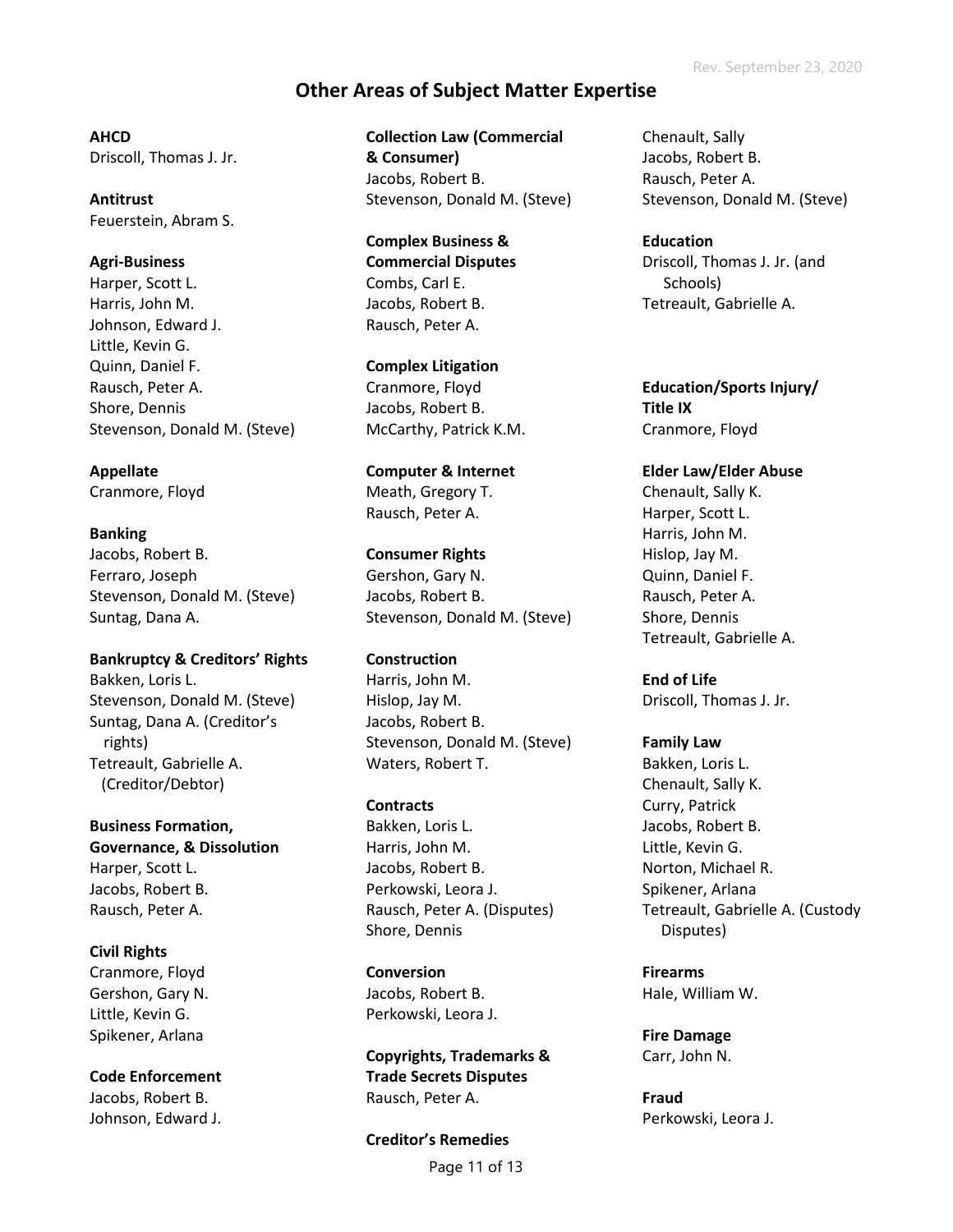# Other Areas of Subject Matter Expertise

**AHCD**
Driscoll, Thomas J. Jr.

**Antitrust**
Feuerstein, Abram S.

**Agri-Business**
Harper, Scott L.
Harris, John M.
Johnson, Edward J.
Little, Kevin G.
Quinn, Daniel F.
Rausch, Peter A.
Shore, Dennis
Stevenson, Donald M. (Steve)

**Appellate**
Cranmore, Floyd

**Banking**
Jacobs, Robert B.
Ferraro, Joseph
Stevenson, Donald M. (Steve)
Suntag, Dana A.

**Bankruptcy & Creditors' Rights**
Bakken, Loris L.
Stevenson, Donald M. (Steve)
Suntag, Dana A. (Creditor's rights)
Tetreault, Gabrielle A. (Creditor/Debtor)

**Business Formation, Governance, & Dissolution**
Harper, Scott L.
Jacobs, Robert B.
Rausch, Peter A.

**Civil Rights**
Cranmore, Floyd
Gershon, Gary N.
Little, Kevin G.
Spikener, Arlana

**Code Enforcement**
Jacobs, Robert B.
Johnson, Edward J.

**Collection Law (Commercial & Consumer)**
Jacobs, Robert B.
Stevenson, Donald M. (Steve)

**Complex Business & Commercial Disputes**
Combs, Carl E.
Jacobs, Robert B.
Rausch, Peter A.

**Complex Litigation**
Cranmore, Floyd
Jacobs, Robert B.
McCarthy, Patrick K.M.

**Computer & Internet**
Meath, Gregory T.
Rausch, Peter A.

**Consumer Rights**
Gershon, Gary N.
Jacobs, Robert B.
Stevenson, Donald M. (Steve)

**Construction**
Harris, John M.
Hislop, Jay M.
Jacobs, Robert B.
Stevenson, Donald M. (Steve)
Waters, Robert T.

**Contracts**
Bakken, Loris L.
Harris, John M.
Jacobs, Robert B.
Perkowski, Leora J.
Rausch, Peter A. (Disputes)
Shore, Dennis

**Conversion**
Jacobs, Robert B.
Perkowski, Leora J.

**Copyrights, Trademarks & Trade Secrets Disputes**
Rausch, Peter A.

**Creditor's Remedies**
Chenault, Sally
Jacobs, Robert B.
Rausch, Peter A.
Stevenson, Donald M. (Steve)

**Education**
Driscoll, Thomas J. Jr. (and Schools)
Tetreault, Gabrielle A.

**Education/Sports Injury/ Title IX**
Cranmore, Floyd

**Elder Law/Elder Abuse**
Chenault, Sally K.
Harper, Scott L.
Harris, John M.
Hislop, Jay M.
Quinn, Daniel F.
Rausch, Peter A.
Shore, Dennis
Tetreault, Gabrielle A.

**End of Life**
Driscoll, Thomas J. Jr.

**Family Law**
Bakken, Loris L.
Chenault, Sally K.
Curry, Patrick
Jacobs, Robert B.
Little, Kevin G.
Norton, Michael R.
Spikener, Arlana
Tetreault, Gabrielle A. (Custody Disputes)

**Firearms**
Hale, William W.

**Fire Damage**
Carr, John N.

**Fraud**
Perkowski, Leora J.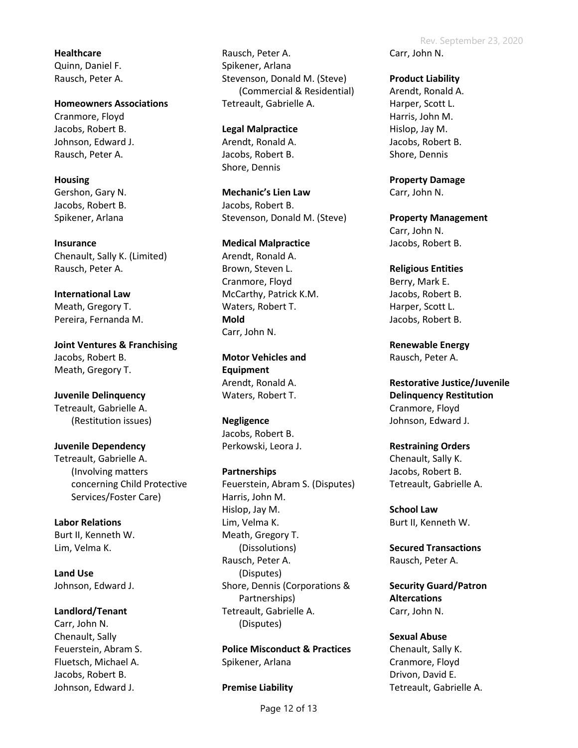**Healthcare**
Quinn, Daniel F.
Rausch, Peter A.

**Homeowners Associations**
Cranmore, Floyd
Jacobs, Robert B.
Johnson, Edward J.
Rausch, Peter A.

**Housing**
Gershon, Gary N.
Jacobs, Robert B.
Spikener, Arlana

**Insurance**
Chenault, Sally K. (Limited)
Rausch, Peter A.

**International Law**
Meath, Gregory T.
Pereira, Fernanda M.

**Joint Ventures & Franchising**
Jacobs, Robert B.
Meath, Gregory T.

**Juvenile Delinquency**
Tetreault, Gabrielle A.
(Restitution issues)

**Juvenile Dependency**
Tetreault, Gabrielle A.
(Involving matters concerning Child Protective Services/Foster Care)

**Labor Relations**
Burt II, Kenneth W.
Lim, Velma K.

**Land Use**
Johnson, Edward J.

**Landlord/Tenant**
Carr, John N.
Chenault, Sally
Feuerstein, Abram S.
Fluetsch, Michael A.
Jacobs, Robert B.
Johnson, Edward J.
Rausch, Peter A.
Spikener, Arlana
Stevenson, Donald M. (Steve)
(Commercial & Residential)
Tetreault, Gabrielle A.

**Legal Malpractice**
Arendt, Ronald A.
Jacobs, Robert B.
Shore, Dennis

**Mechanic's Lien Law**
Jacobs, Robert B.
Stevenson, Donald M. (Steve)

**Medical Malpractice**
Arendt, Ronald A.
Brown, Steven L.
Cranmore, Floyd
McCarthy, Patrick K.M.
Waters, Robert T.

**Mold**
Carr, John N.

**Motor Vehicles and Equipment**
Arendt, Ronald A.
Waters, Robert T.

**Negligence**
Jacobs, Robert B.
Perkowski, Leora J.

**Partnerships**
Feuerstein, Abram S. (Disputes)
Harris, John M.
Hislop, Jay M.
Lim, Velma K.
Meath, Gregory T.
(Dissolutions)
Rausch, Peter A.
(Disputes)
Shore, Dennis (Corporations & Partnerships)
Tetreault, Gabrielle A.
(Disputes)

**Police Misconduct & Practices**
Spikener, Arlana

**Premise Liability**
Carr, John N.

**Product Liability**
Arendt, Ronald A.
Harper, Scott L.
Harris, John M.
Hislop, Jay M.
Jacobs, Robert B.
Shore, Dennis

**Property Damage**
Carr, John N.

**Property Management**
Carr, John N.
Jacobs, Robert B.

**Religious Entities**
Berry, Mark E.
Jacobs, Robert B.
Harper, Scott L.
Jacobs, Robert B.

**Renewable Energy**
Rausch, Peter A.

**Restorative Justice/Juvenile Delinquency Restitution**
Cranmore, Floyd
Johnson, Edward J.

**Restraining Orders**
Chenault, Sally K.
Jacobs, Robert B.
Tetreault, Gabrielle A.

**School Law**
Burt II, Kenneth W.

**Secured Transactions**
Rausch, Peter A.

**Security Guard/Patron Altercations**
Carr, John N.

**Sexual Abuse**
Chenault, Sally K.
Cranmore, Floyd
Drivon, David E.
Tetreault, Gabrielle A.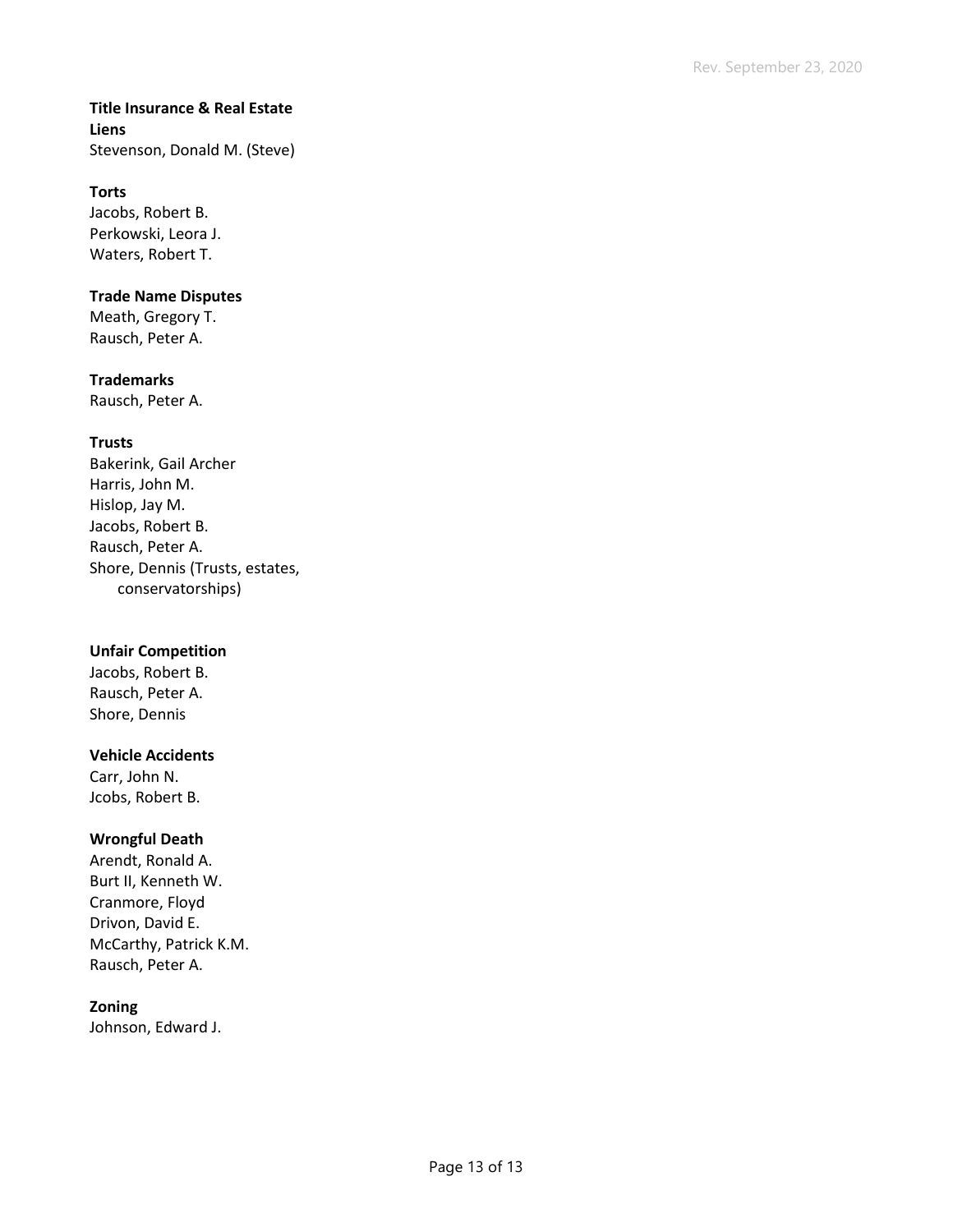**Title Insurance & Real Estate Liens**
Stevenson, Donald M. (Steve)

**Torts**
Jacobs, Robert B.
Perkowski, Leora J.
Waters, Robert T.

**Trade Name Disputes**
Meath, Gregory T.
Rausch, Peter A.

**Trademarks**
Rausch, Peter A.

**Trusts**
Bakerink, Gail Archer
Harris, John M.
Hislop, Jay M.
Jacobs, Robert B.
Rausch, Peter A.
Shore, Dennis (Trusts, estates, conservatorships)

**Unfair Competition**
Jacobs, Robert B.
Rausch, Peter A.
Shore, Dennis

**Vehicle Accidents**
Carr, John N.
Jcobs, Robert B.

**Wrongful Death**
Arendt, Ronald A.
Burt II, Kenneth W.
Cranmore, Floyd
Drivon, David E.
McCarthy, Patrick K.M.
Rausch, Peter A.

**Zoning**
Johnson, Edward J.